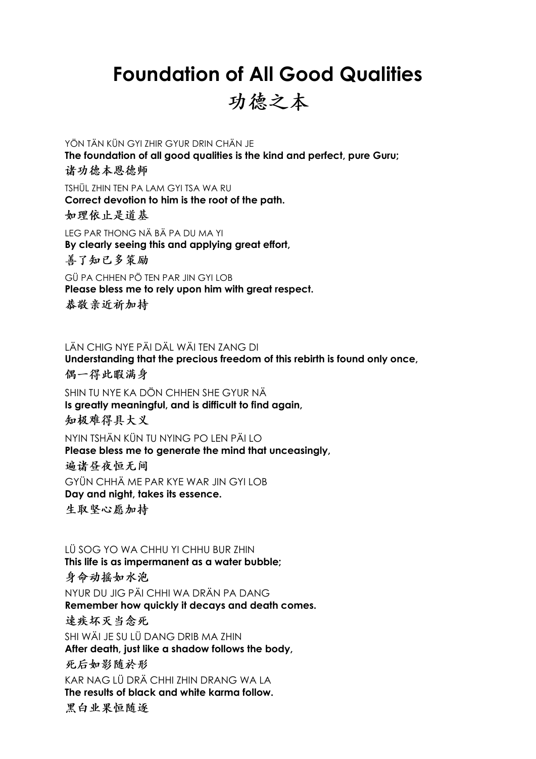# Foundation of All Good Qualities

# 功德之本

YÖN TÄN KÜN GYI ZHIR GYUR DRIN CHÄN JE

**The foundation of all good qualities is the kind and perfect, pure Guru;**

**诸功德本恩德师**

TSHÜL ZHIN TEN PA LAM GYI TSA WA RU

**Correct devotion to him is the root of the path.**

**如理依止是道基**

LEG PAR THONG NÄ BÄ PA DU MA YI

**By clearly seeing this and applying great effort,**

**善了知已多策励**

GÜ PA CHHEN PÖ TEN PAR JIN GYI LOB

**Please bless me to rely upon him with great respect.**

**恭敬亲近祈加持**

LÄN CHIG NYE PÄI DÄL WÄI TEN ZANG DI

**Understanding that the precious freedom of this rebirth is found only once,**

**偶一得此暇满身**

SHIN TU NYE KA DÖN CHHEN SHE GYUR NÄ

**Is greatly meaningful, and is difficult to find again,**

**知极难得具大义**

NYIN TSHÄN KÜN TU NYING PO LEN PÄI LO

**Please bless me to generate the mind that unceasingly,**

**遍诸昼夜恒无间**

GYÜN CHHÄ ME PAR KYE WAR JIN GYI LOB

**Day and night, takes its essence.**

**生取坚心愿加持**

LÜ SOG YO WA CHHU YI CHHU BUR ZHIN

**This life is as impermanent as a water bubble;**

**身命动摇如水泡**

NYUR DU JIG PÄI CHHI WA DRÄN PA DANG

**Remember how quickly it decays and death comes.**

**速疾坏灭当念死**

SHI WÄI JE SU LÜ DANG DRIB MA ZHIN

**After death, just like a shadow follows the body,**

**死后如影随於形**

KAR NAG LÜ DRÄ CHHI ZHIN DRANG WA LA

**The results of black and white karma follow.**

**黑白业果恒随逐**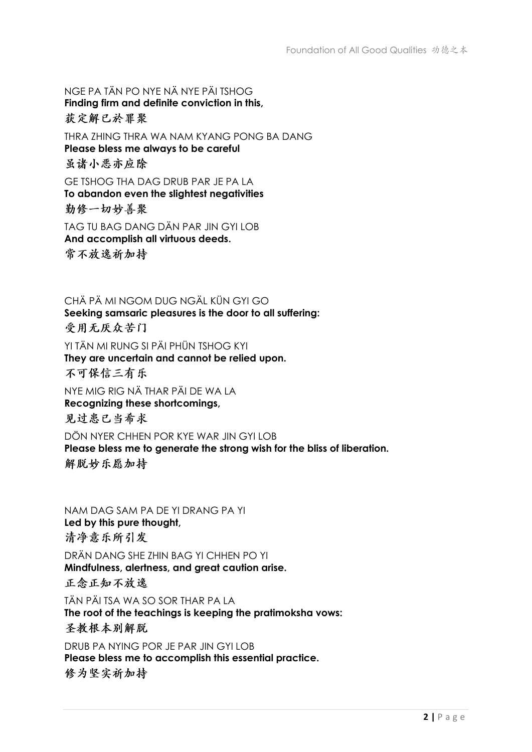NGE PA TÄN PO NYE NÄ NYE PÄI TSHOG
**Finding firm and definite conviction in this,**
**获定解已於罪聚**

THRA ZHING THRA WA NAM KYANG PONG BA DANG
**Please bless me always to be careful**
**虽诸小恶亦应除**

GE TSHOG THA DAG DRUB PAR JE PA LA
**To abandon even the slightest negativities**
**勤修一切妙善聚**

TAG TU BAG DANG DÄN PAR JIN GYI LOB
**And accomplish all virtuous deeds.**
**常不放逸祈加持**

CHÄ PÄ MI NGOM DUG NGÄL KÜN GYI GO
**Seeking samsaric pleasures is the door to all suffering:**
**受用无厌众苦门**

YI TÄN MI RUNG SI PÄI PHÜN TSHOG KYI
**They are uncertain and cannot be relied upon.**
**不可保信三有乐**

NYE MIG RIG NÄ THAR PÄI DE WA LA
**Recognizing these shortcomings,**
**见过患已当希求**

DÖN NYER CHHEN POR KYE WAR JIN GYI LOB
**Please bless me to generate the strong wish for the bliss of liberation.**
**解脱妙乐愿加持**

NAM DAG SAM PA DE YI DRANG PA YI
**Led by this pure thought,**
**清净意乐所引发**

DRÄN DANG SHE ZHIN BAG YI CHHEN PO YI
**Mindfulness, alertness, and great caution arise.**
**正念正知不放逸**

TÄN PÄI TSA WA SO SOR THAR PA LA
**The root of the teachings is keeping the pratimoksha vows:**
**圣教根本别解脱**

DRUB PA NYING POR JE PAR JIN GYI LOB
**Please bless me to accomplish this essential practice.**
**修为坚实祈加持**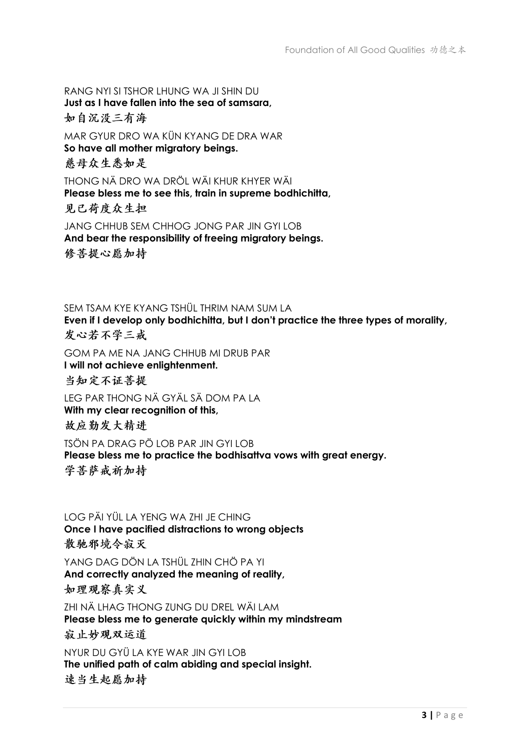RANG NYI SI TSHOR LHUNG WA JI SHIN DU
**Just as I have fallen into the sea of samsara,**
**如自沉没三有海**

MAR GYUR DRO WA KÜN KYANG DE DRA WAR
**So have all mother migratory beings.**
**慈母众生悉如是**

THONG NÄ DRO WA DRÖL WÄI KHUR KHYER WÄI
**Please bless me to see this, train in supreme bodhichitta,**
**见已荷度众生担**

JANG CHHUB SEM CHHOG JONG PAR JIN GYI LOB
**And bear the responsibility of freeing migratory beings.**
**修菩提心愿加持**

SEM TSAM KYE KYANG TSHÜL THRIM NAM SUM LA
**Even if I develop only bodhichitta, but I don't practice the three types of morality,**
**发心若不学三戒**

GOM PA ME NA JANG CHHUB MI DRUB PAR
**I will not achieve enlightenment.**
**当知定不证菩提**

LEG PAR THONG NÄ GYÄL SÄ DOM PA LA
**With my clear recognition of this,**
**故应勤发大精进**

TSÖN PA DRAG PÖ LOB PAR JIN GYI LOB
**Please bless me to practice the bodhisattva vows with great energy.**
**学菩萨戒祈加持**

LOG PÄI YÜL LA YENG WA ZHI JE CHING
**Once I have pacified distractions to wrong objects**
**散驰邪境令寂灭**

YANG DAG DÖN LA TSHÜL ZHIN CHÖ PA YI
**And correctly analyzed the meaning of reality,**
**如理观察真实义**

ZHI NÄ LHAG THONG ZUNG DU DREL WÄI LAM
**Please bless me to generate quickly within my mindstream**
**寂止妙观双运道**

NYUR DU GYÜ LA KYE WAR JIN GYI LOB
**The unified path of calm abiding and special insight.**
**速当生起愿加持**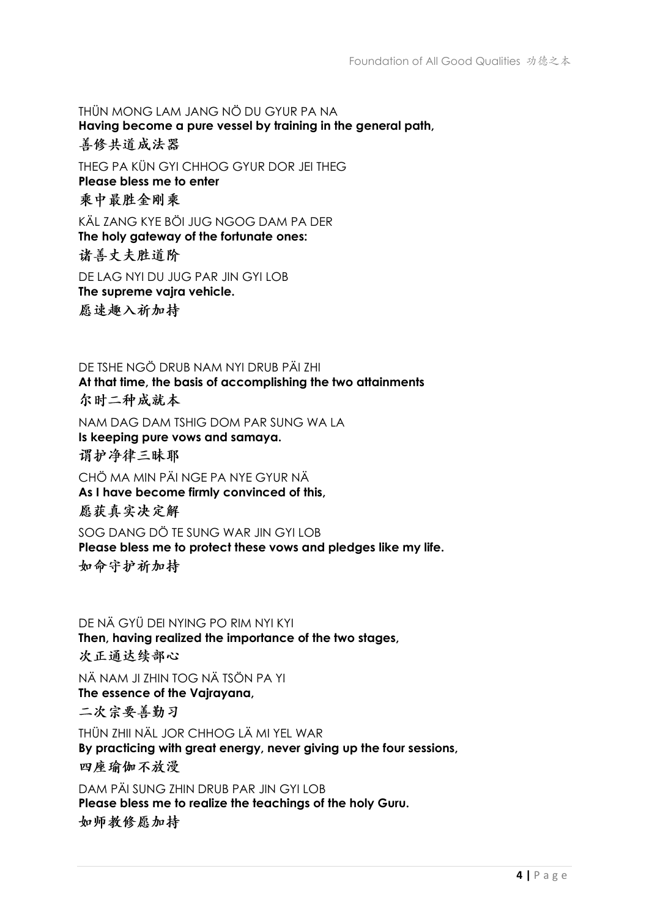THÜN MONG LAM JANG NÖ DU GYUR PA NA
**Having become a pure vessel by training in the general path,**
善修共道成法器

THEG PA KÜN GYI CHHOG GYUR DOR JEI THEG
**Please bless me to enter**
乘中最胜金刚乘

KÄL ZANG KYE BÖI JUG NGOG DAM PA DER
**The holy gateway of the fortunate ones:**
诸善丈夫胜道阶

DE LAG NYI DU JUG PAR JIN GYI LOB
**The supreme vajra vehicle.**
愿速趣入祈加持

DE TSHE NGÖ DRUB NAM NYI DRUB PÄI ZHI
**At that time, the basis of accomplishing the two attainments**
尔时二种成就本

NAM DAG DAM TSHIG DOM PAR SUNG WA LA
**Is keeping pure vows and samaya.**
谓护净律三昧耶

CHÖ MA MIN PÄI NGE PA NYE GYUR NÄ
**As I have become firmly convinced of this,**
愿获真实决定解

SOG DANG DÖ TE SUNG WAR JIN GYI LOB
**Please bless me to protect these vows and pledges like my life.**
如命守护祈加持

DE NÄ GYÜ DEI NYING PO RIM NYI KYI
**Then, having realized the importance of the two stages,**
次正通达续部心

NÄ NAM JI ZHIN TOG NÄ TSÖN PA YI
**The essence of the Vajrayana,**
二次宗要善勤习

THÜN ZHII NÄL JOR CHHOG LÄ MI YEL WAR
**By practicing with great energy, never giving up the four sessions,**
四座瑜伽不放漫

DAM PÄI SUNG ZHIN DRUB PAR JIN GYI LOB
**Please bless me to realize the teachings of the holy Guru.**
如师教修愿加持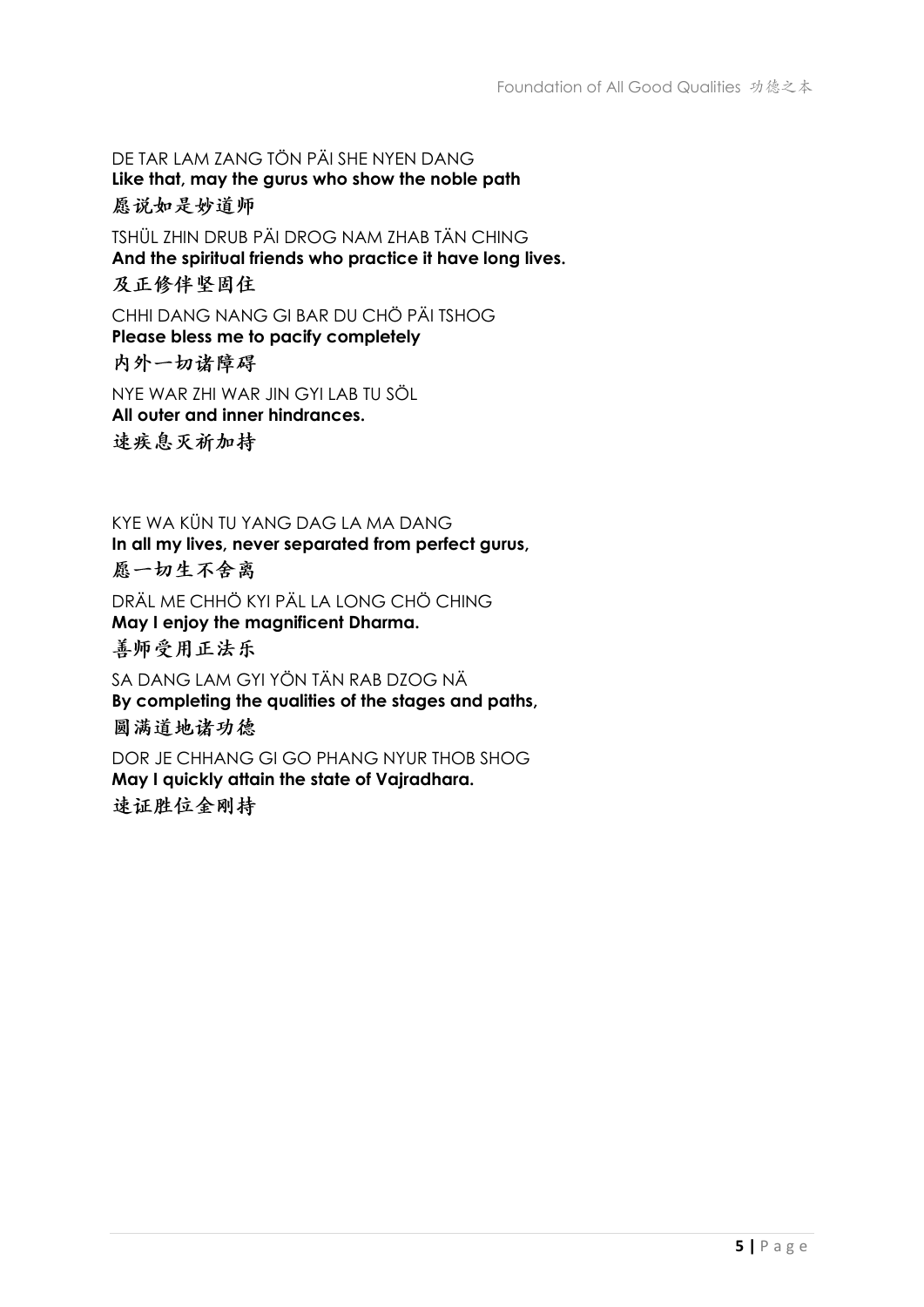DE TAR LAM ZANG TÖN PÄI SHE NYEN DANG
**Like that, may the gurus who show the noble path**
愿说如是妙道师

TSHÜL ZHIN DRUB PÄI DROG NAM ZHAB TÄN CHING
**And the spiritual friends who practice it have long lives.**
及正修伴坚固住

CHHI DANG NANG GI BAR DU CHÖ PÄI TSHOG
**Please bless me to pacify completely**
内外一切诸障碍

NYE WAR ZHI WAR JIN GYI LAB TU SÖL
**All outer and inner hindrances.**
速疾息灭祈加持

KYE WA KÜN TU YANG DAG LA MA DANG
**In all my lives, never separated from perfect gurus,**
愿一切生不舍离

DRÄL ME CHHÖ KYI PÄL LA LONG CHÖ CHING
**May I enjoy the magnificent Dharma.**
善师受用正法乐

SA DANG LAM GYI YÖN TÄN RAB DZOG NÄ
**By completing the qualities of the stages and paths,**
圆满道地诸功德

DOR JE CHHANG GI GO PHANG NYUR THOB SHOG
**May I quickly attain the state of Vajradhara.**
速证胜位金刚持